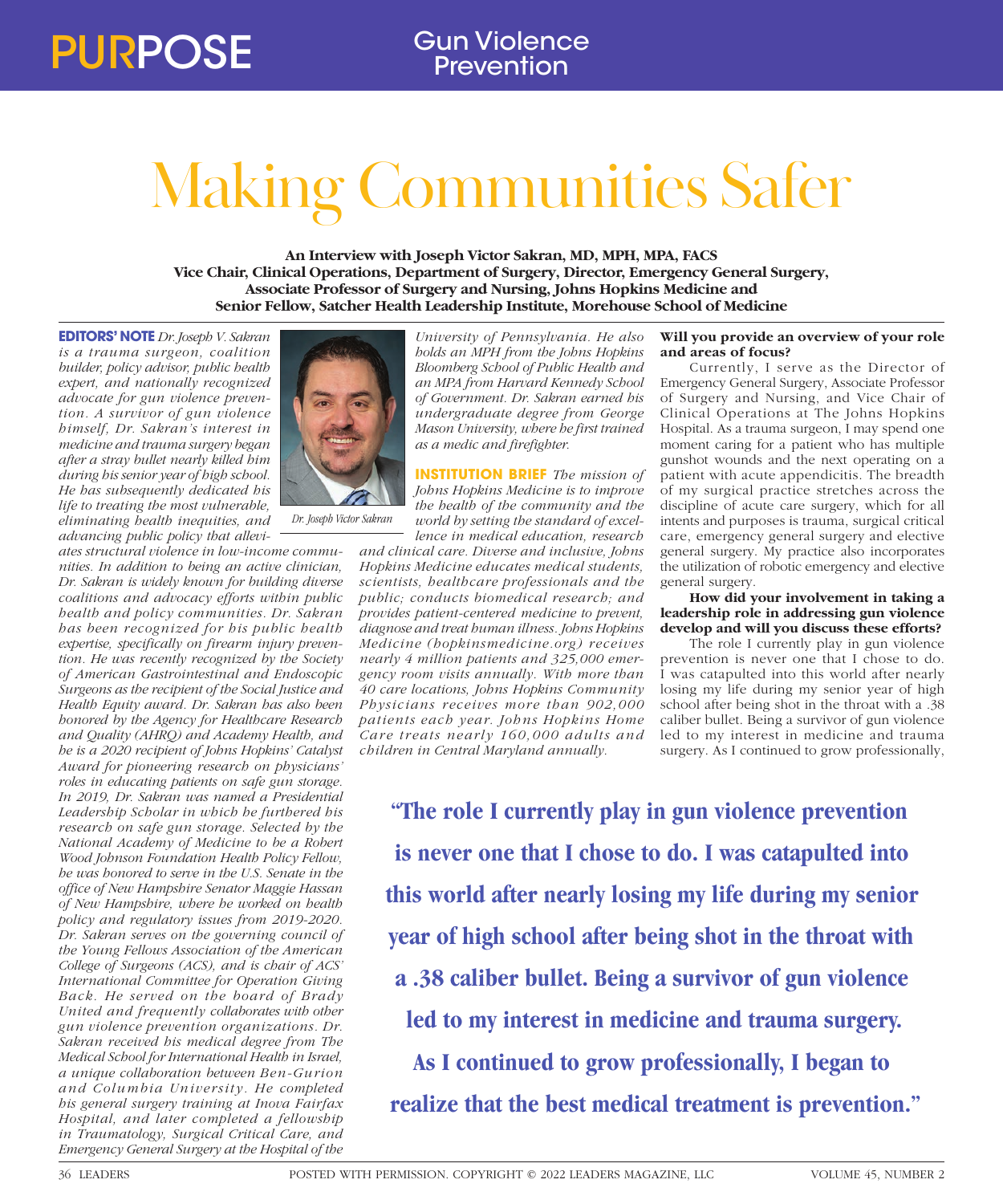PURPOSE

Gun Violence Prevention

# Making Communities Safer

**An Interview with Joseph Victor Sakran, MD, MPH, MPA, FACS**
**Vice Chair, Clinical Operations, Department of Surgery, Director, Emergency General Surgery, Associate Professor of Surgery and Nursing, Johns Hopkins Medicine and Senior Fellow, Satcher Health Leadership Institute, Morehouse School of Medicine**

**EDITORS' NOTE** *Dr. Joseph V. Sakran is a trauma surgeon, coalition builder, policy advisor, public health expert, and nationally recognized advocate for gun violence prevention. A survivor of gun violence himself, Dr. Sakran's interest in medicine and trauma surgery began after a stray bullet nearly killed him during his senior year of high school. He has subsequently dedicated his life to treating the most vulnerable, eliminating health inequities, and advancing public policy that alleviates structural violence in low-income communities. In addition to being an active clinician, Dr. Sakran is widely known for building diverse coalitions and advocacy efforts within public health and policy communities. Dr. Sakran has been recognized for his public health expertise, specifically on firearm injury prevention. He was recently recognized by the Society of American Gastrointestinal and Endoscopic Surgeons as the recipient of the Social Justice and Health Equity award. Dr. Sakran has also been honored by the Agency for Healthcare Research and Quality (AHRQ) and Academy Health, and he is a 2020 recipient of Johns Hopkins' Catalyst Award for pioneering research on physicians' roles in educating patients on safe gun storage. In 2019, Dr. Sakran was named a Presidential Leadership Scholar in which he furthered his research on safe gun storage. Selected by the National Academy of Medicine to be a Robert Wood Johnson Foundation Health Policy Fellow, he was honored to serve in the U.S. Senate in the office of New Hampshire Senator Maggie Hassan of New Hampshire, where he worked on health policy and regulatory issues from 2019-2020. Dr. Sakran serves on the governing council of the Young Fellows Association of the American College of Surgeons (ACS), and is chair of ACS' International Committee for Operation Giving Back. He served on the board of Brady United and frequently collaborates with other gun violence prevention organizations. Dr. Sakran received his medical degree from The Medical School for International Health in Israel, a unique collaboration between Ben-Gurion and Columbia University. He completed his general surgery training at Inova Fairfax Hospital, and later completed a fellowship in Traumatology, Surgical Critical Care, and Emergency General Surgery at the Hospital of the University of Pennsylvania. He also holds an MPH from the Johns Hopkins Bloomberg School of Public Health and an MPA from Harvard Kennedy School of Government. Dr. Sakran earned his undergraduate degree from George Mason University, where he first trained as a medic and firefighter.*

*Dr. Joseph Victor Sakran*

**INSTITUTION BRIEF** *The mission of Johns Hopkins Medicine is to improve the health of the community and the world by setting the standard of excellence in medical education, research and clinical care. Diverse and inclusive, Johns Hopkins Medicine educates medical students, scientists, healthcare professionals and the public; conducts biomedical research; and provides patient-centered medicine to prevent, diagnose and treat human illness. Johns Hopkins Medicine (hopkinsmedicine.org) receives nearly 4 million patients and 325,000 emergency room visits annually. With more than 40 care locations, Johns Hopkins Community Physicians receives more than 902,000 patients each year. Johns Hopkins Home Care treats nearly 160,000 adults and children in Central Maryland annually.*

**Will you provide an overview of your role and areas of focus?**

Currently, I serve as the Director of Emergency General Surgery, Associate Professor of Surgery and Nursing, and Vice Chair of Clinical Operations at The Johns Hopkins Hospital. As a trauma surgeon, I may spend one moment caring for a patient who has multiple gunshot wounds and the next operating on a patient with acute appendicitis. The breadth of my surgical practice stretches across the discipline of acute care surgery, which for all intents and purposes is trauma, surgical critical care, emergency general surgery and elective general surgery. My practice also incorporates the utilization of robotic emergency and elective general surgery.

**How did your involvement in taking a leadership role in addressing gun violence develop and will you discuss these efforts?**

The role I currently play in gun violence prevention is never one that I chose to do. I was catapulted into this world after nearly losing my life during my senior year of high school after being shot in the throat with a .38 caliber bullet. Being a survivor of gun violence led to my interest in medicine and trauma surgery. As I continued to grow professionally,

> "The role I currently play in gun violence prevention is never one that I chose to do. I was catapulted into this world after nearly losing my life during my senior year of high school after being shot in the throat with a .38 caliber bullet. Being a survivor of gun violence led to my interest in medicine and trauma surgery. As I continued to grow professionally, I began to realize that the best medical treatment is prevention."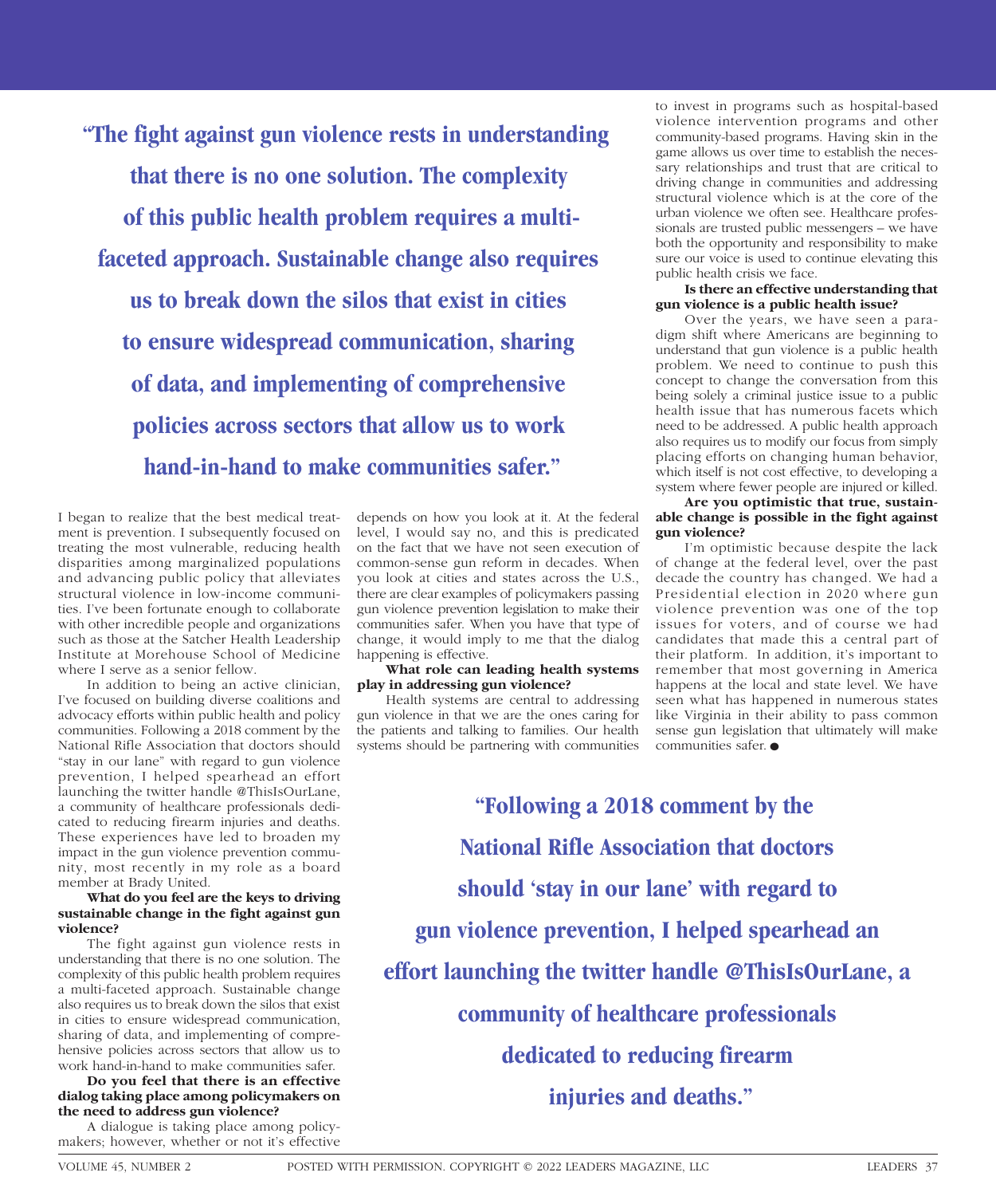> "The fight against gun violence rests in understanding that there is no one solution. The complexity of this public health problem requires a multi-faceted approach. Sustainable change also requires us to break down the silos that exist in cities to ensure widespread communication, sharing of data, and implementing of comprehensive policies across sectors that allow us to work hand-in-hand to make communities safer."

I began to realize that the best medical treatment is prevention. I subsequently focused on treating the most vulnerable, reducing health disparities among marginalized populations and advancing public policy that alleviates structural violence in low-income communities. I've been fortunate enough to collaborate with other incredible people and organizations such as those at the Satcher Health Leadership Institute at Morehouse School of Medicine where I serve as a senior fellow.

In addition to being an active clinician, I've focused on building diverse coalitions and advocacy efforts within public health and policy communities. Following a 2018 comment by the National Rifle Association that doctors should "stay in our lane" with regard to gun violence prevention, I helped spearhead an effort launching the twitter handle @ThisIsOurLane, a community of healthcare professionals dedicated to reducing firearm injuries and deaths. These experiences have led to broaden my impact in the gun violence prevention community, most recently in my role as a board member at Brady United.

**What do you feel are the keys to driving sustainable change in the fight against gun violence?**

The fight against gun violence rests in understanding that there is no one solution. The complexity of this public health problem requires a multi-faceted approach. Sustainable change also requires us to break down the silos that exist in cities to ensure widespread communication, sharing of data, and implementing of comprehensive policies across sectors that allow us to work hand-in-hand to make communities safer.

**Do you feel that there is an effective dialog taking place among policymakers on the need to address gun violence?**

A dialogue is taking place among policymakers; however, whether or not it's effective depends on how you look at it. At the federal level, I would say no, and this is predicated on the fact that we have not seen execution of common-sense gun reform in decades. When you look at cities and states across the U.S., there are clear examples of policymakers passing gun violence prevention legislation to make their communities safer. When you have that type of change, it would imply to me that the dialog happening is effective.

**What role can leading health systems play in addressing gun violence?**

Health systems are central to addressing gun violence in that we are the ones caring for the patients and talking to families. Our health systems should be partnering with communities to invest in programs such as hospital-based violence intervention programs and other community-based programs. Having skin in the game allows us over time to establish the necessary relationships and trust that are critical to driving change in communities and addressing structural violence which is at the core of the urban violence we often see. Healthcare professionals are trusted public messengers – we have both the opportunity and responsibility to make sure our voice is used to continue elevating this public health crisis we face.

**Is there an effective understanding that gun violence is a public health issue?**

Over the years, we have seen a paradigm shift where Americans are beginning to understand that gun violence is a public health problem. We need to continue to push this concept to change the conversation from this being solely a criminal justice issue to a public health issue that has numerous facets which need to be addressed. A public health approach also requires us to modify our focus from simply placing efforts on changing human behavior, which itself is not cost effective, to developing a system where fewer people are injured or killed.

**Are you optimistic that true, sustainable change is possible in the fight against gun violence?**

I'm optimistic because despite the lack of change at the federal level, over the past decade the country has changed. We had a Presidential election in 2020 where gun violence prevention was one of the top issues for voters, and of course we had candidates that made this a central part of their platform. In addition, it's important to remember that most governing in America happens at the local and state level. We have seen what has happened in numerous states like Virginia in their ability to pass common sense gun legislation that ultimately will make communities safer. ●

> "Following a 2018 comment by the National Rifle Association that doctors should 'stay in our lane' with regard to gun violence prevention, I helped spearhead an effort launching the twitter handle @ThisIsOurLane, a community of healthcare professionals dedicated to reducing firearm injuries and deaths."

POSTED WITH PERMISSION. COPYRIGHT © 2022 LEADERS MAGAZINE, LLC